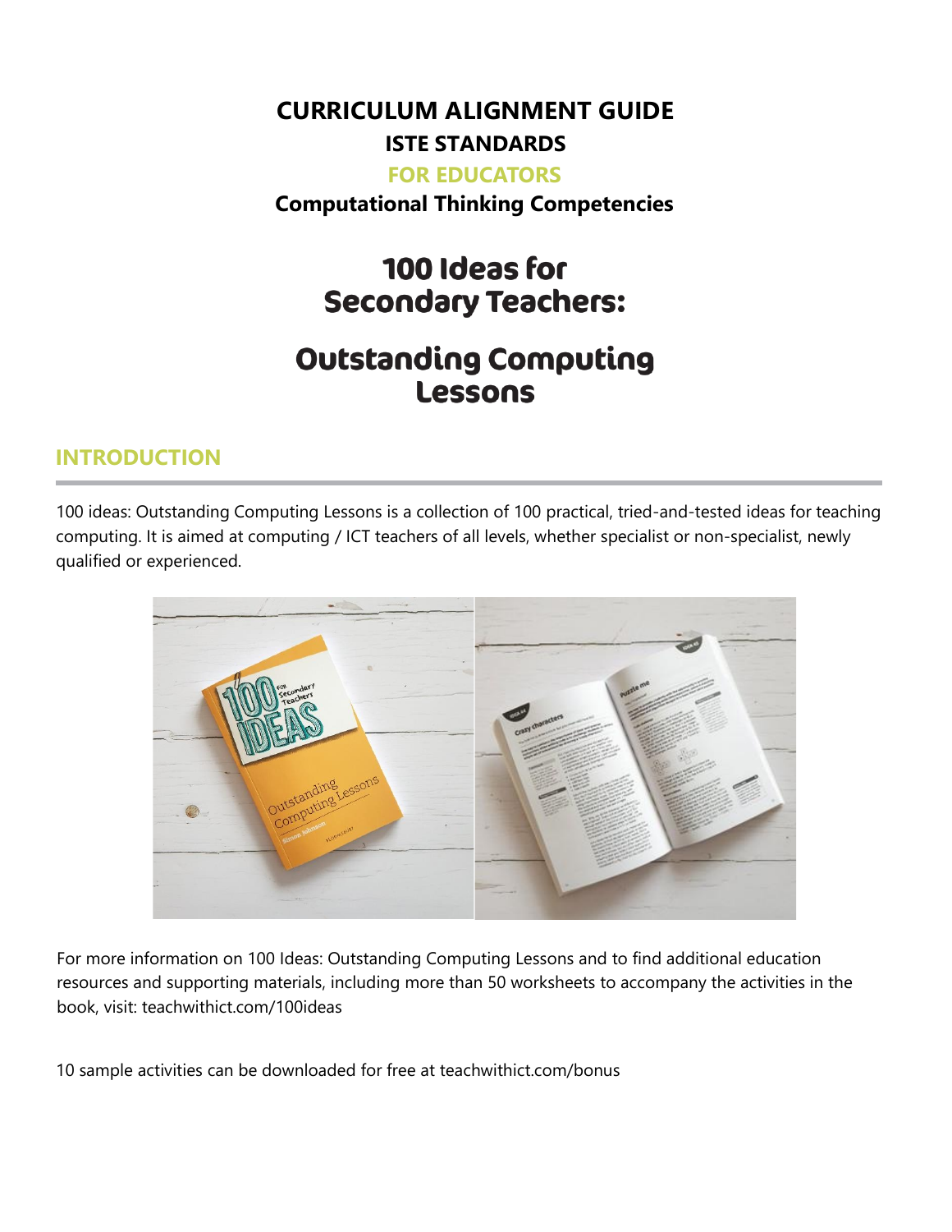# CURRICULUM ALIGNMENT GUIDE

## ISTE STANDARDS

### FOR EDUCATORS

**Computational Thinking Competencies**

# 100 Ideas for Secondary Teachers:

# Outstanding Computing Lessons

## INTRODUCTION

100 ideas: Outstanding Computing Lessons is a collection of 100 practical, tried-and-tested ideas for teaching computing. It is aimed at computing / ICT teachers of all levels, whether specialist or non-specialist, newly qualified or experienced.

For more information on 100 Ideas: Outstanding Computing Lessons and to find additional education resources and supporting materials, including more than 50 worksheets to accompany the activities in the book, visit: teachwithict.com/100ideas

10 sample activities can be downloaded for free at teachwithict.com/bonus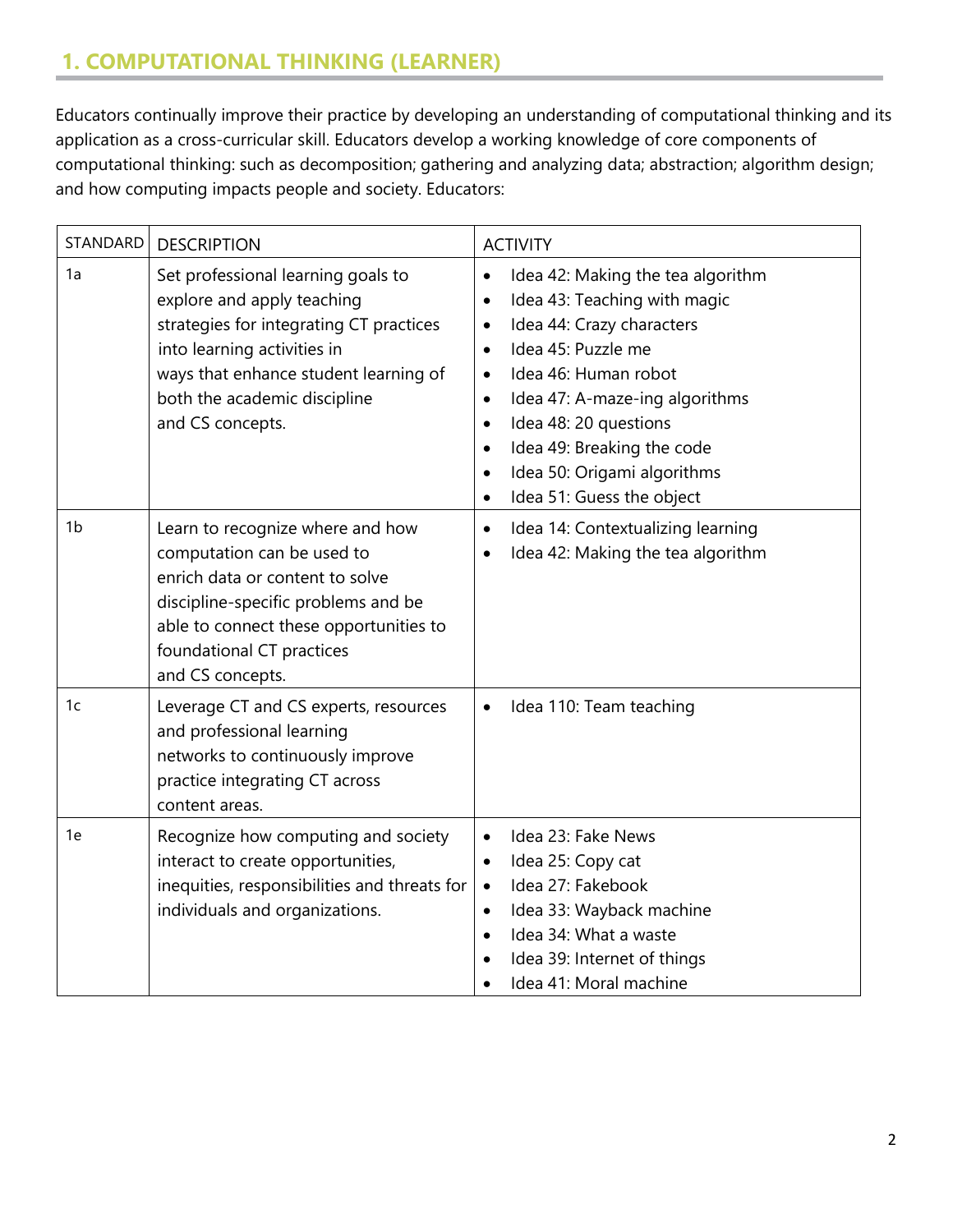## 1. COMPUTATIONAL THINKING (LEARNER)

Educators continually improve their practice by developing an understanding of computational thinking and its application as a cross-curricular skill. Educators develop a working knowledge of core components of computational thinking: such as decomposition; gathering and analyzing data; abstraction; algorithm design; and how computing impacts people and society. Educators:

| STANDARD | DESCRIPTION | ACTIVITY |
|---|---|---|
| 1a | Set professional learning goals to explore and apply teaching strategies for integrating CT practices into learning activities in ways that enhance student learning of both the academic discipline and CS concepts. | • Idea 42: Making the tea algorithm<br>• Idea 43: Teaching with magic<br>• Idea 44: Crazy characters<br>• Idea 45: Puzzle me<br>• Idea 46: Human robot<br>• Idea 47: A-maze-ing algorithms<br>• Idea 48: 20 questions<br>• Idea 49: Breaking the code<br>• Idea 50: Origami algorithms<br>• Idea 51: Guess the object |
| 1b | Learn to recognize where and how computation can be used to enrich data or content to solve discipline-specific problems and be able to connect these opportunities to foundational CT practices and CS concepts. | • Idea 14: Contextualizing learning<br>• Idea 42: Making the tea algorithm |
| 1c | Leverage CT and CS experts, resources and professional learning networks to continuously improve practice integrating CT across content areas. | • Idea 110: Team teaching |
| 1e | Recognize how computing and society interact to create opportunities, inequities, responsibilities and threats for individuals and organizations. | • Idea 23: Fake News<br>• Idea 25: Copy cat<br>• Idea 27: Fakebook<br>• Idea 33: Wayback machine<br>• Idea 34: What a waste<br>• Idea 39: Internet of things<br>• Idea 41: Moral machine |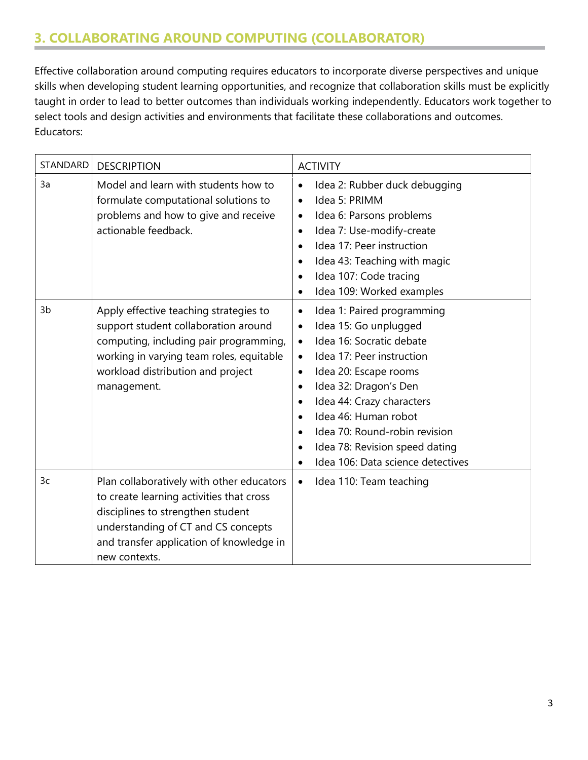## 3. COLLABORATING AROUND COMPUTING (COLLABORATOR)

Effective collaboration around computing requires educators to incorporate diverse perspectives and unique skills when developing student learning opportunities, and recognize that collaboration skills must be explicitly taught in order to lead to better outcomes than individuals working independently. Educators work together to select tools and design activities and environments that facilitate these collaborations and outcomes. Educators:

| STANDARD | DESCRIPTION | ACTIVITY |
|---|---|---|
| 3a | Model and learn with students how to formulate computational solutions to problems and how to give and receive actionable feedback. | • Idea 2: Rubber duck debugging<br>• Idea 5: PRIMM<br>• Idea 6: Parsons problems<br>• Idea 7: Use-modify-create<br>• Idea 17: Peer instruction<br>• Idea 43: Teaching with magic<br>• Idea 107: Code tracing<br>• Idea 109: Worked examples |
| 3b | Apply effective teaching strategies to support student collaboration around computing, including pair programming, working in varying team roles, equitable workload distribution and project management. | • Idea 1: Paired programming<br>• Idea 15: Go unplugged<br>• Idea 16: Socratic debate<br>• Idea 17: Peer instruction<br>• Idea 20: Escape rooms<br>• Idea 32: Dragon's Den<br>• Idea 44: Crazy characters<br>• Idea 46: Human robot<br>• Idea 70: Round-robin revision<br>• Idea 78: Revision speed dating<br>• Idea 106: Data science detectives |
| 3c | Plan collaboratively with other educators to create learning activities that cross disciplines to strengthen student understanding of CT and CS concepts and transfer application of knowledge in new contexts. | • Idea 110: Team teaching |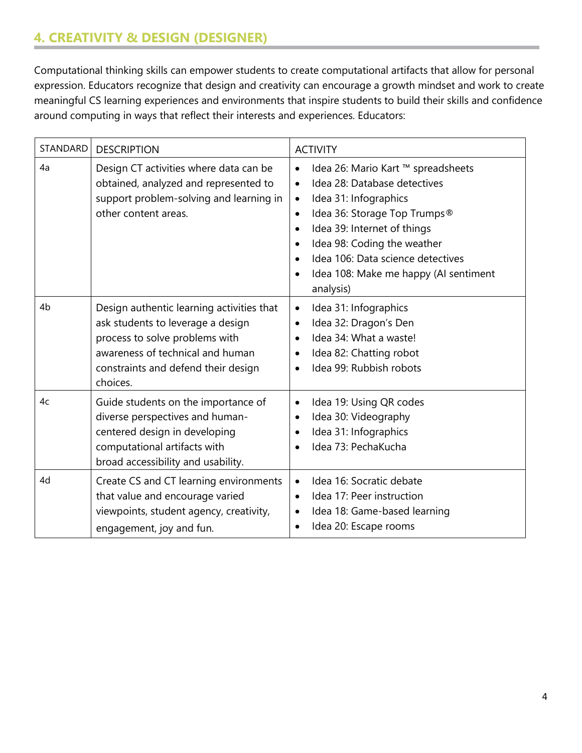## 4. CREATIVITY & DESIGN (DESIGNER)

Computational thinking skills can empower students to create computational artifacts that allow for personal expression. Educators recognize that design and creativity can encourage a growth mindset and work to create meaningful CS learning experiences and environments that inspire students to build their skills and confidence around computing in ways that reflect their interests and experiences. Educators:

| STANDARD | DESCRIPTION | ACTIVITY |
|---|---|---|
| 4a | Design CT activities where data can be obtained, analyzed and represented to support problem-solving and learning in other content areas. | • Idea 26: Mario Kart ™ spreadsheets<br>• Idea 28: Database detectives<br>• Idea 31: Infographics<br>• Idea 36: Storage Top Trumps®<br>• Idea 39: Internet of things<br>• Idea 98: Coding the weather<br>• Idea 106: Data science detectives<br>• Idea 108: Make me happy (AI sentiment analysis) |
| 4b | Design authentic learning activities that ask students to leverage a design process to solve problems with awareness of technical and human constraints and defend their design choices. | • Idea 31: Infographics<br>• Idea 32: Dragon's Den<br>• Idea 34: What a waste!<br>• Idea 82: Chatting robot<br>• Idea 99: Rubbish robots |
| 4c | Guide students on the importance of diverse perspectives and human-centered design in developing computational artifacts with broad accessibility and usability. | • Idea 19: Using QR codes<br>• Idea 30: Videography<br>• Idea 31: Infographics<br>• Idea 73: PechaKucha |
| 4d | Create CS and CT learning environments that value and encourage varied viewpoints, student agency, creativity, engagement, joy and fun. | • Idea 16: Socratic debate<br>• Idea 17: Peer instruction<br>• Idea 18: Game-based learning<br>• Idea 20: Escape rooms |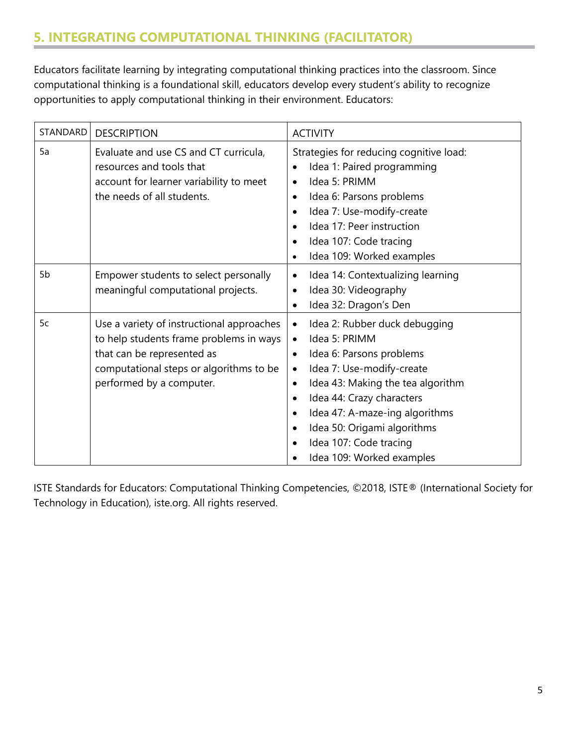## 5. INTEGRATING COMPUTATIONAL THINKING (FACILITATOR)

Educators facilitate learning by integrating computational thinking practices into the classroom. Since computational thinking is a foundational skill, educators develop every student's ability to recognize opportunities to apply computational thinking in their environment. Educators:

| STANDARD | DESCRIPTION | ACTIVITY |
|---|---|---|
| 5a | Evaluate and use CS and CT curricula, resources and tools that account for learner variability to meet the needs of all students. | Strategies for reducing cognitive load:<br>• Idea 1: Paired programming<br>• Idea 5: PRIMM<br>• Idea 6: Parsons problems<br>• Idea 7: Use-modify-create<br>• Idea 17: Peer instruction<br>• Idea 107: Code tracing<br>• Idea 109: Worked examples |
| 5b | Empower students to select personally meaningful computational projects. | • Idea 14: Contextualizing learning<br>• Idea 30: Videography<br>• Idea 32: Dragon's Den |
| 5c | Use a variety of instructional approaches to help students frame problems in ways that can be represented as computational steps or algorithms to be performed by a computer. | • Idea 2: Rubber duck debugging<br>• Idea 5: PRIMM<br>• Idea 6: Parsons problems<br>• Idea 7: Use-modify-create<br>• Idea 43: Making the tea algorithm<br>• Idea 44: Crazy characters<br>• Idea 47: A-maze-ing algorithms<br>• Idea 50: Origami algorithms<br>• Idea 107: Code tracing<br>• Idea 109: Worked examples |

ISTE Standards for Educators: Computational Thinking Competencies, ©2018, ISTE® (International Society for Technology in Education), iste.org. All rights reserved.